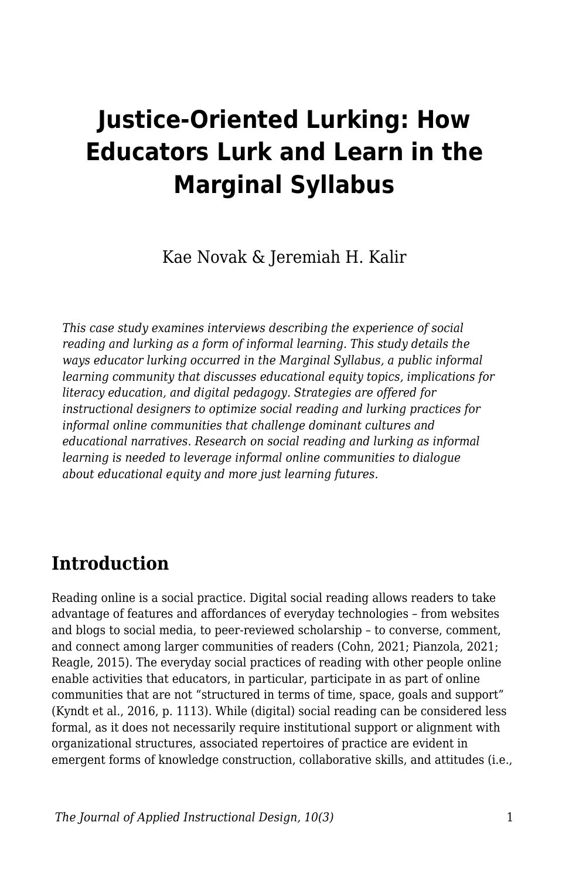# Justice-Oriented Lurking: How Educators Lurk and Learn in the Marginal Syllabus

Kae Novak & Jeremiah H. Kalir

*This case study examines interviews describing the experience of social reading and lurking as a form of informal learning. This study details the ways educator lurking occurred in the Marginal Syllabus, a public informal learning community that discusses educational equity topics, implications for literacy education, and digital pedagogy. Strategies are offered for instructional designers to optimize social reading and lurking practices for informal online communities that challenge dominant cultures and educational narratives. Research on social reading and lurking as informal learning is needed to leverage informal online communities to dialogue about educational equity and more just learning futures.*

## Introduction

Reading online is a social practice. Digital social reading allows readers to take advantage of features and affordances of everyday technologies – from websites and blogs to social media, to peer-reviewed scholarship – to converse, comment, and connect among larger communities of readers (Cohn, 2021; Pianzola, 2021; Reagle, 2015). The everyday social practices of reading with other people online enable activities that educators, in particular, participate in as part of online communities that are not "structured in terms of time, space, goals and support" (Kyndt et al., 2016, p. 1113). While (digital) social reading can be considered less formal, as it does not necessarily require institutional support or alignment with organizational structures, associated repertoires of practice are evident in emergent forms of knowledge construction, collaborative skills, and attitudes (i.e.,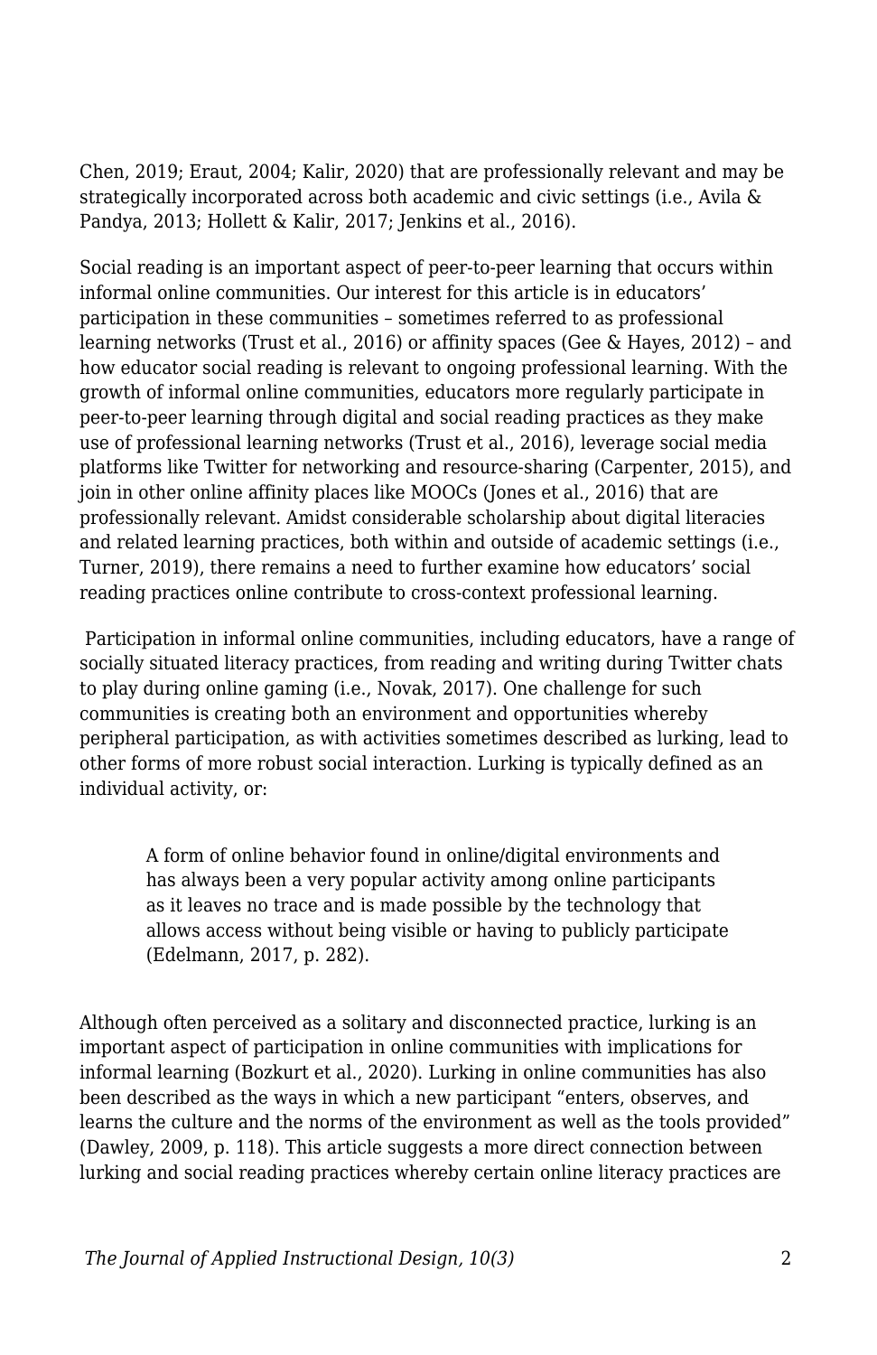Chen, 2019; Eraut, 2004; Kalir, 2020) that are professionally relevant and may be strategically incorporated across both academic and civic settings (i.e., Avila & Pandya, 2013; Hollett & Kalir, 2017; Jenkins et al., 2016).

Social reading is an important aspect of peer-to-peer learning that occurs within informal online communities. Our interest for this article is in educators' participation in these communities – sometimes referred to as professional learning networks (Trust et al., 2016) or affinity spaces (Gee & Hayes, 2012) – and how educator social reading is relevant to ongoing professional learning. With the growth of informal online communities, educators more regularly participate in peer-to-peer learning through digital and social reading practices as they make use of professional learning networks (Trust et al., 2016), leverage social media platforms like Twitter for networking and resource-sharing (Carpenter, 2015), and join in other online affinity places like MOOCs (Jones et al., 2016) that are professionally relevant. Amidst considerable scholarship about digital literacies and related learning practices, both within and outside of academic settings (i.e., Turner, 2019), there remains a need to further examine how educators' social reading practices online contribute to cross-context professional learning.

Participation in informal online communities, including educators, have a range of socially situated literacy practices, from reading and writing during Twitter chats to play during online gaming (i.e., Novak, 2017). One challenge for such communities is creating both an environment and opportunities whereby peripheral participation, as with activities sometimes described as lurking, lead to other forms of more robust social interaction. Lurking is typically defined as an individual activity, or:

> A form of online behavior found in online/digital environments and has always been a very popular activity among online participants as it leaves no trace and is made possible by the technology that allows access without being visible or having to publicly participate (Edelmann, 2017, p. 282).

Although often perceived as a solitary and disconnected practice, lurking is an important aspect of participation in online communities with implications for informal learning (Bozkurt et al., 2020). Lurking in online communities has also been described as the ways in which a new participant "enters, observes, and learns the culture and the norms of the environment as well as the tools provided" (Dawley, 2009, p. 118). This article suggests a more direct connection between lurking and social reading practices whereby certain online literacy practices are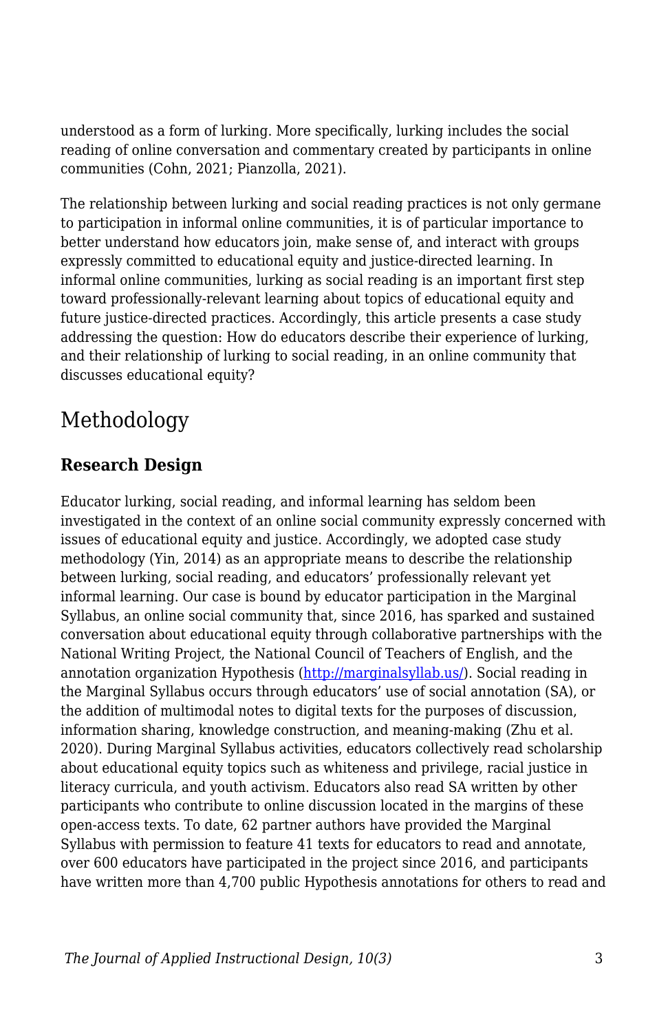understood as a form of lurking. More specifically, lurking includes the social reading of online conversation and commentary created by participants in online communities (Cohn, 2021; Pianzolla, 2021).

The relationship between lurking and social reading practices is not only germane to participation in informal online communities, it is of particular importance to better understand how educators join, make sense of, and interact with groups expressly committed to educational equity and justice-directed learning. In informal online communities, lurking as social reading is an important first step toward professionally-relevant learning about topics of educational equity and future justice-directed practices. Accordingly, this article presents a case study addressing the question: How do educators describe their experience of lurking, and their relationship of lurking to social reading, in an online community that discusses educational equity?

## Methodology

### Research Design

Educator lurking, social reading, and informal learning has seldom been investigated in the context of an online social community expressly concerned with issues of educational equity and justice. Accordingly, we adopted case study methodology (Yin, 2014) as an appropriate means to describe the relationship between lurking, social reading, and educators' professionally relevant yet informal learning. Our case is bound by educator participation in the Marginal Syllabus, an online social community that, since 2016, has sparked and sustained conversation about educational equity through collaborative partnerships with the National Writing Project, the National Council of Teachers of English, and the annotation organization Hypothesis (http://marginalsyllab.us/). Social reading in the Marginal Syllabus occurs through educators' use of social annotation (SA), or the addition of multimodal notes to digital texts for the purposes of discussion, information sharing, knowledge construction, and meaning-making (Zhu et al. 2020). During Marginal Syllabus activities, educators collectively read scholarship about educational equity topics such as whiteness and privilege, racial justice in literacy curricula, and youth activism. Educators also read SA written by other participants who contribute to online discussion located in the margins of these open-access texts. To date, 62 partner authors have provided the Marginal Syllabus with permission to feature 41 texts for educators to read and annotate, over 600 educators have participated in the project since 2016, and participants have written more than 4,700 public Hypothesis annotations for others to read and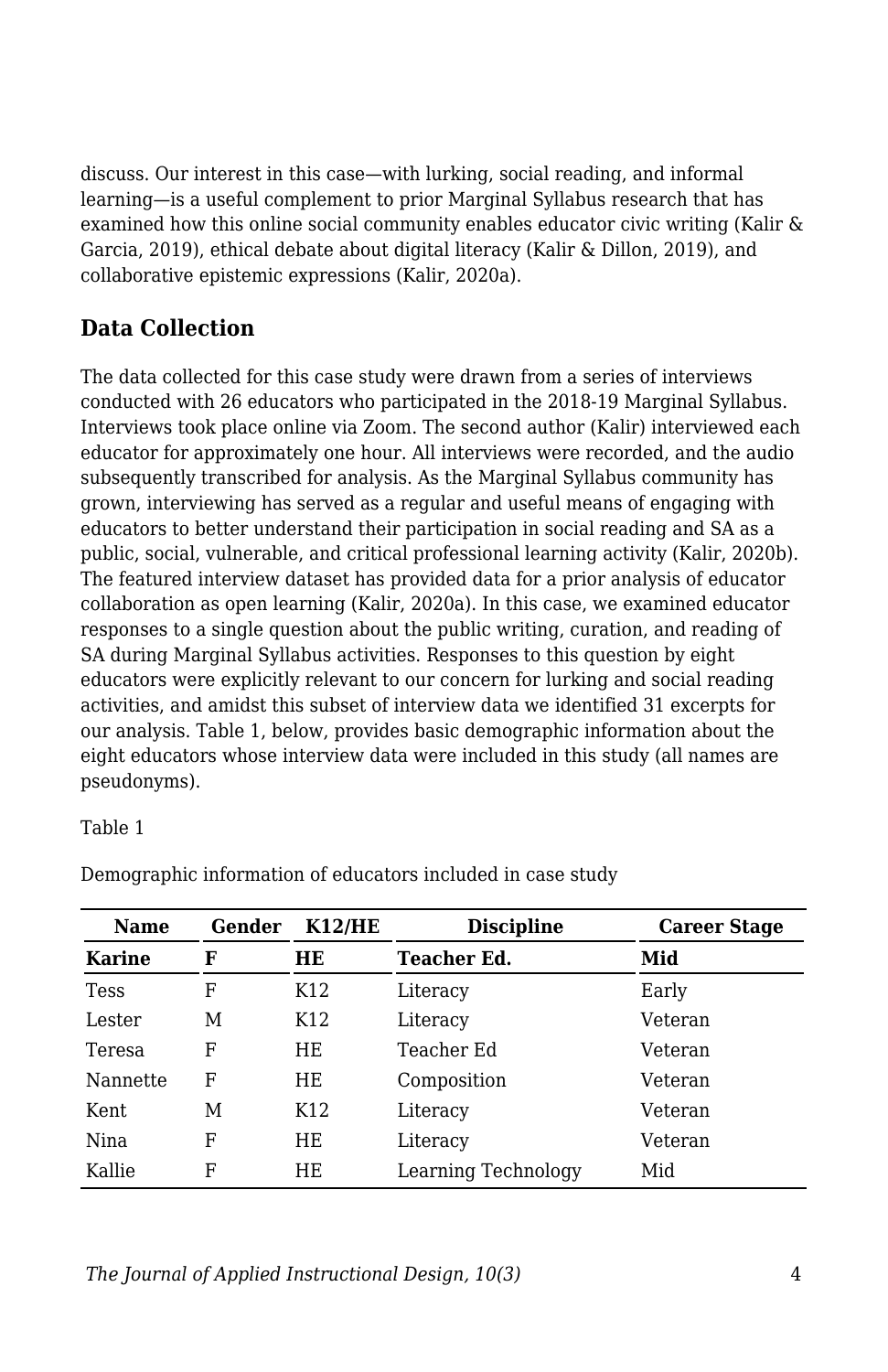discuss. Our interest in this case—with lurking, social reading, and informal learning—is a useful complement to prior Marginal Syllabus research that has examined how this online social community enables educator civic writing (Kalir & Garcia, 2019), ethical debate about digital literacy (Kalir & Dillon, 2019), and collaborative epistemic expressions (Kalir, 2020a).

## Data Collection

The data collected for this case study were drawn from a series of interviews conducted with 26 educators who participated in the 2018-19 Marginal Syllabus. Interviews took place online via Zoom. The second author (Kalir) interviewed each educator for approximately one hour. All interviews were recorded, and the audio subsequently transcribed for analysis. As the Marginal Syllabus community has grown, interviewing has served as a regular and useful means of engaging with educators to better understand their participation in social reading and SA as a public, social, vulnerable, and critical professional learning activity (Kalir, 2020b). The featured interview dataset has provided data for a prior analysis of educator collaboration as open learning (Kalir, 2020a). In this case, we examined educator responses to a single question about the public writing, curation, and reading of SA during Marginal Syllabus activities. Responses to this question by eight educators were explicitly relevant to our concern for lurking and social reading activities, and amidst this subset of interview data we identified 31 excerpts for our analysis. Table 1, below, provides basic demographic information about the eight educators whose interview data were included in this study (all names are pseudonyms).

Table 1

Demographic information of educators included in case study

| Name | Gender | K12/HE | Discipline | Career Stage |
|---|---|---|---|---|
| **Karine** | **F** | **HE** | **Teacher Ed.** | **Mid** |
| Tess | F | K12 | Literacy | Early |
| Lester | M | K12 | Literacy | Veteran |
| Teresa | F | HE | Teacher Ed | Veteran |
| Nannette | F | HE | Composition | Veteran |
| Kent | M | K12 | Literacy | Veteran |
| Nina | F | HE | Literacy | Veteran |
| Kallie | F | HE | Learning Technology | Mid |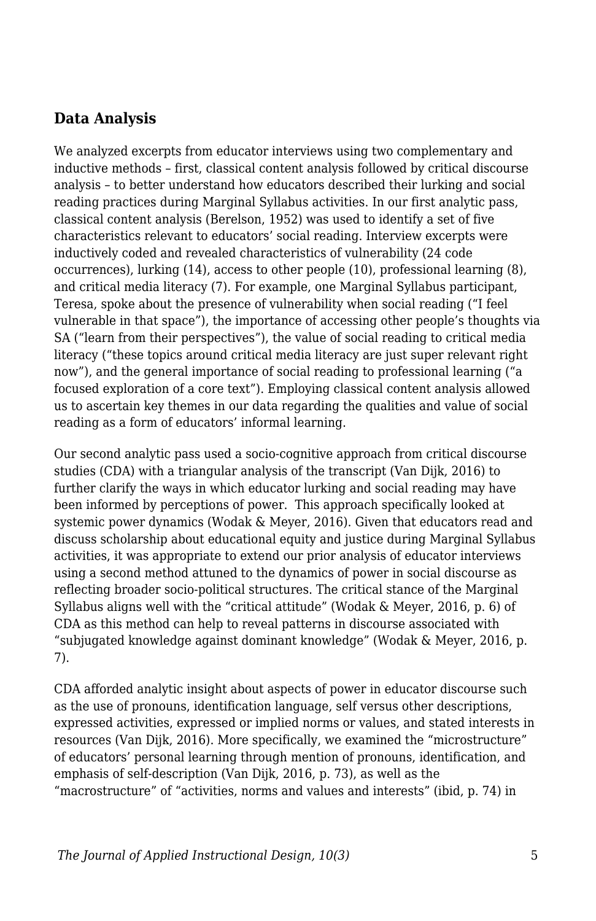## Data Analysis

We analyzed excerpts from educator interviews using two complementary and inductive methods – first, classical content analysis followed by critical discourse analysis – to better understand how educators described their lurking and social reading practices during Marginal Syllabus activities. In our first analytic pass, classical content analysis (Berelson, 1952) was used to identify a set of five characteristics relevant to educators' social reading. Interview excerpts were inductively coded and revealed characteristics of vulnerability (24 code occurrences), lurking (14), access to other people (10), professional learning (8), and critical media literacy (7). For example, one Marginal Syllabus participant, Teresa, spoke about the presence of vulnerability when social reading ("I feel vulnerable in that space"), the importance of accessing other people's thoughts via SA ("learn from their perspectives"), the value of social reading to critical media literacy ("these topics around critical media literacy are just super relevant right now"), and the general importance of social reading to professional learning ("a focused exploration of a core text"). Employing classical content analysis allowed us to ascertain key themes in our data regarding the qualities and value of social reading as a form of educators' informal learning.

Our second analytic pass used a socio-cognitive approach from critical discourse studies (CDA) with a triangular analysis of the transcript (Van Dijk, 2016) to further clarify the ways in which educator lurking and social reading may have been informed by perceptions of power.  This approach specifically looked at systemic power dynamics (Wodak & Meyer, 2016). Given that educators read and discuss scholarship about educational equity and justice during Marginal Syllabus activities, it was appropriate to extend our prior analysis of educator interviews using a second method attuned to the dynamics of power in social discourse as reflecting broader socio-political structures. The critical stance of the Marginal Syllabus aligns well with the "critical attitude" (Wodak & Meyer, 2016, p. 6) of CDA as this method can help to reveal patterns in discourse associated with "subjugated knowledge against dominant knowledge" (Wodak & Meyer, 2016, p. 7).

CDA afforded analytic insight about aspects of power in educator discourse such as the use of pronouns, identification language, self versus other descriptions, expressed activities, expressed or implied norms or values, and stated interests in resources (Van Dijk, 2016). More specifically, we examined the "microstructure" of educators' personal learning through mention of pronouns, identification, and emphasis of self-description (Van Dijk, 2016, p. 73), as well as the "macrostructure" of "activities, norms and values and interests" (ibid, p. 74) in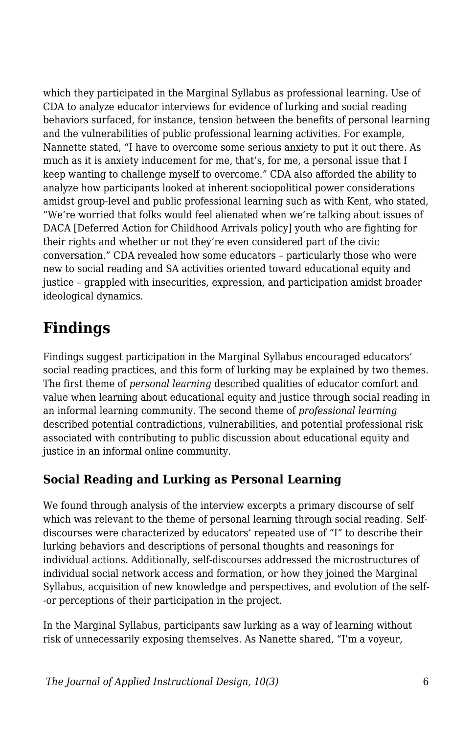which they participated in the Marginal Syllabus as professional learning. Use of CDA to analyze educator interviews for evidence of lurking and social reading behaviors surfaced, for instance, tension between the benefits of personal learning and the vulnerabilities of public professional learning activities. For example, Nannette stated, "I have to overcome some serious anxiety to put it out there. As much as it is anxiety inducement for me, that's, for me, a personal issue that I keep wanting to challenge myself to overcome." CDA also afforded the ability to analyze how participants looked at inherent sociopolitical power considerations amidst group-level and public professional learning such as with Kent, who stated, "We're worried that folks would feel alienated when we're talking about issues of DACA [Deferred Action for Childhood Arrivals policy] youth who are fighting for their rights and whether or not they're even considered part of the civic conversation." CDA revealed how some educators – particularly those who were new to social reading and SA activities oriented toward educational equity and justice – grappled with insecurities, expression, and participation amidst broader ideological dynamics.

## Findings

Findings suggest participation in the Marginal Syllabus encouraged educators' social reading practices, and this form of lurking may be explained by two themes. The first theme of *personal learning* described qualities of educator comfort and value when learning about educational equity and justice through social reading in an informal learning community. The second theme of *professional learning* described potential contradictions, vulnerabilities, and potential professional risk associated with contributing to public discussion about educational equity and justice in an informal online community.

### Social Reading and Lurking as Personal Learning

We found through analysis of the interview excerpts a primary discourse of self which was relevant to the theme of personal learning through social reading. Self-discourses were characterized by educators' repeated use of "I" to describe their lurking behaviors and descriptions of personal thoughts and reasonings for individual actions. Additionally, self-discourses addressed the microstructures of individual social network access and formation, or how they joined the Marginal Syllabus, acquisition of new knowledge and perspectives, and evolution of the self--or perceptions of their participation in the project.

In the Marginal Syllabus, participants saw lurking as a way of learning without risk of unnecessarily exposing themselves. As Nanette shared, "I'm a voyeur,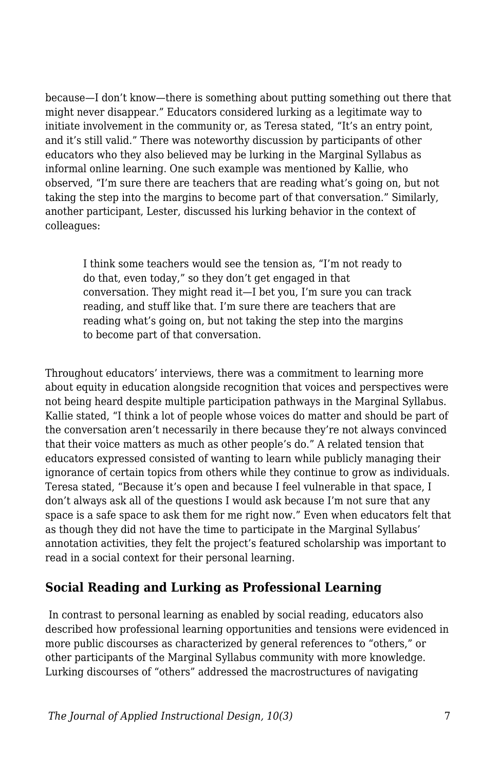because—I don't know—there is something about putting something out there that might never disappear." Educators considered lurking as a legitimate way to initiate involvement in the community or, as Teresa stated, "It's an entry point, and it's still valid." There was noteworthy discussion by participants of other educators who they also believed may be lurking in the Marginal Syllabus as informal online learning. One such example was mentioned by Kallie, who observed, "I'm sure there are teachers that are reading what's going on, but not taking the step into the margins to become part of that conversation." Similarly, another participant, Lester, discussed his lurking behavior in the context of colleagues:

> I think some teachers would see the tension as, "I'm not ready to do that, even today," so they don't get engaged in that conversation. They might read it—I bet you, I'm sure you can track reading, and stuff like that. I'm sure there are teachers that are reading what's going on, but not taking the step into the margins to become part of that conversation.

Throughout educators' interviews, there was a commitment to learning more about equity in education alongside recognition that voices and perspectives were not being heard despite multiple participation pathways in the Marginal Syllabus. Kallie stated, "I think a lot of people whose voices do matter and should be part of the conversation aren't necessarily in there because they're not always convinced that their voice matters as much as other people's do." A related tension that educators expressed consisted of wanting to learn while publicly managing their ignorance of certain topics from others while they continue to grow as individuals. Teresa stated, "Because it's open and because I feel vulnerable in that space, I don't always ask all of the questions I would ask because I'm not sure that any space is a safe space to ask them for me right now." Even when educators felt that as though they did not have the time to participate in the Marginal Syllabus' annotation activities, they felt the project's featured scholarship was important to read in a social context for their personal learning.

### Social Reading and Lurking as Professional Learning

In contrast to personal learning as enabled by social reading, educators also described how professional learning opportunities and tensions were evidenced in more public discourses as characterized by general references to "others," or other participants of the Marginal Syllabus community with more knowledge. Lurking discourses of "others" addressed the macrostructures of navigating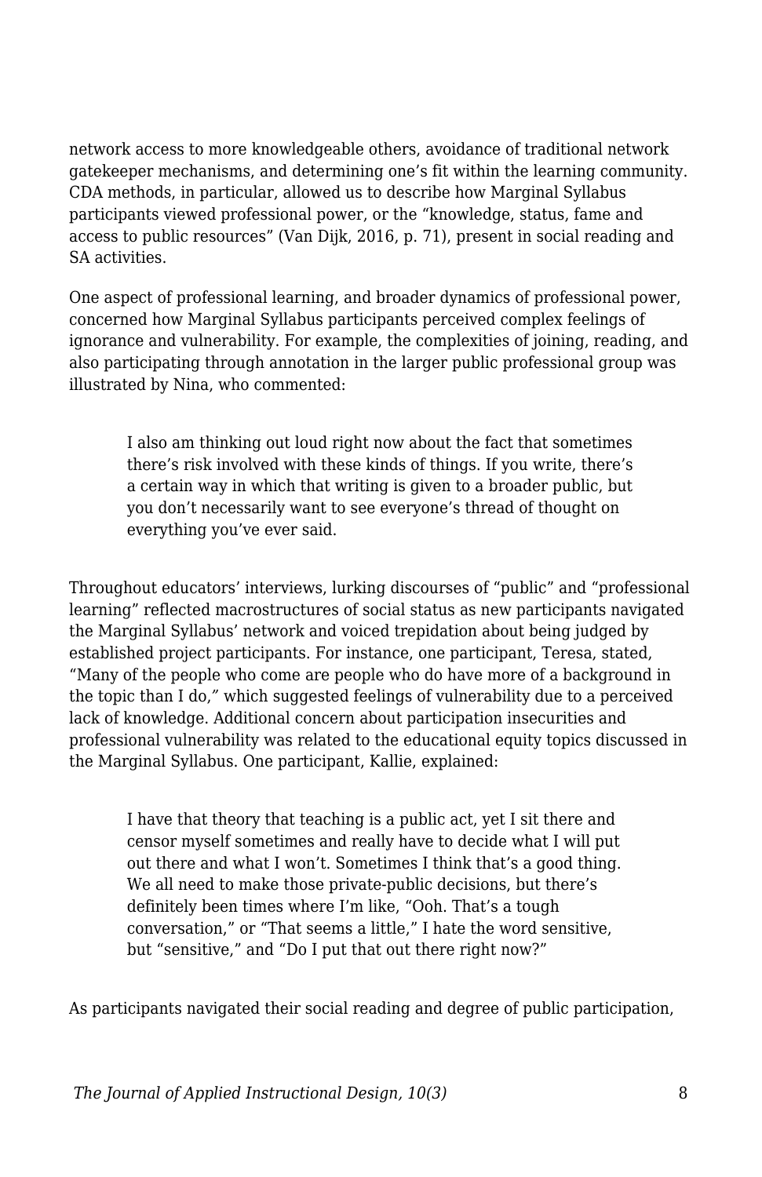network access to more knowledgeable others, avoidance of traditional network gatekeeper mechanisms, and determining one's fit within the learning community. CDA methods, in particular, allowed us to describe how Marginal Syllabus participants viewed professional power, or the "knowledge, status, fame and access to public resources" (Van Dijk, 2016, p. 71), present in social reading and SA activities.

One aspect of professional learning, and broader dynamics of professional power, concerned how Marginal Syllabus participants perceived complex feelings of ignorance and vulnerability. For example, the complexities of joining, reading, and also participating through annotation in the larger public professional group was illustrated by Nina, who commented:

> I also am thinking out loud right now about the fact that sometimes there's risk involved with these kinds of things. If you write, there's a certain way in which that writing is given to a broader public, but you don't necessarily want to see everyone's thread of thought on everything you've ever said.

Throughout educators' interviews, lurking discourses of "public" and "professional learning" reflected macrostructures of social status as new participants navigated the Marginal Syllabus' network and voiced trepidation about being judged by established project participants. For instance, one participant, Teresa, stated, "Many of the people who come are people who do have more of a background in the topic than I do," which suggested feelings of vulnerability due to a perceived lack of knowledge. Additional concern about participation insecurities and professional vulnerability was related to the educational equity topics discussed in the Marginal Syllabus. One participant, Kallie, explained:

> I have that theory that teaching is a public act, yet I sit there and censor myself sometimes and really have to decide what I will put out there and what I won't. Sometimes I think that's a good thing. We all need to make those private-public decisions, but there's definitely been times where I'm like, "Ooh. That's a tough conversation," or "That seems a little," I hate the word sensitive, but "sensitive," and "Do I put that out there right now?"

As participants navigated their social reading and degree of public participation,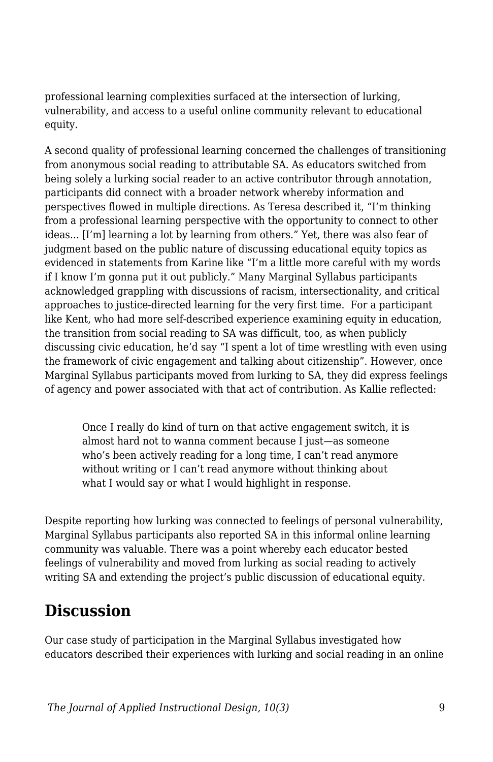professional learning complexities surfaced at the intersection of lurking, vulnerability, and access to a useful online community relevant to educational equity.

A second quality of professional learning concerned the challenges of transitioning from anonymous social reading to attributable SA. As educators switched from being solely a lurking social reader to an active contributor through annotation, participants did connect with a broader network whereby information and perspectives flowed in multiple directions. As Teresa described it, "I'm thinking from a professional learning perspective with the opportunity to connect to other ideas… [I'm] learning a lot by learning from others." Yet, there was also fear of judgment based on the public nature of discussing educational equity topics as evidenced in statements from Karine like "I'm a little more careful with my words if I know I'm gonna put it out publicly." Many Marginal Syllabus participants acknowledged grappling with discussions of racism, intersectionality, and critical approaches to justice-directed learning for the very first time. For a participant like Kent, who had more self-described experience examining equity in education, the transition from social reading to SA was difficult, too, as when publicly discussing civic education, he'd say "I spent a lot of time wrestling with even using the framework of civic engagement and talking about citizenship". However, once Marginal Syllabus participants moved from lurking to SA, they did express feelings of agency and power associated with that act of contribution. As Kallie reflected:

> Once I really do kind of turn on that active engagement switch, it is almost hard not to wanna comment because I just—as someone who's been actively reading for a long time, I can't read anymore without writing or I can't read anymore without thinking about what I would say or what I would highlight in response.

Despite reporting how lurking was connected to feelings of personal vulnerability, Marginal Syllabus participants also reported SA in this informal online learning community was valuable. There was a point whereby each educator bested feelings of vulnerability and moved from lurking as social reading to actively writing SA and extending the project's public discussion of educational equity.

## Discussion

Our case study of participation in the Marginal Syllabus investigated how educators described their experiences with lurking and social reading in an online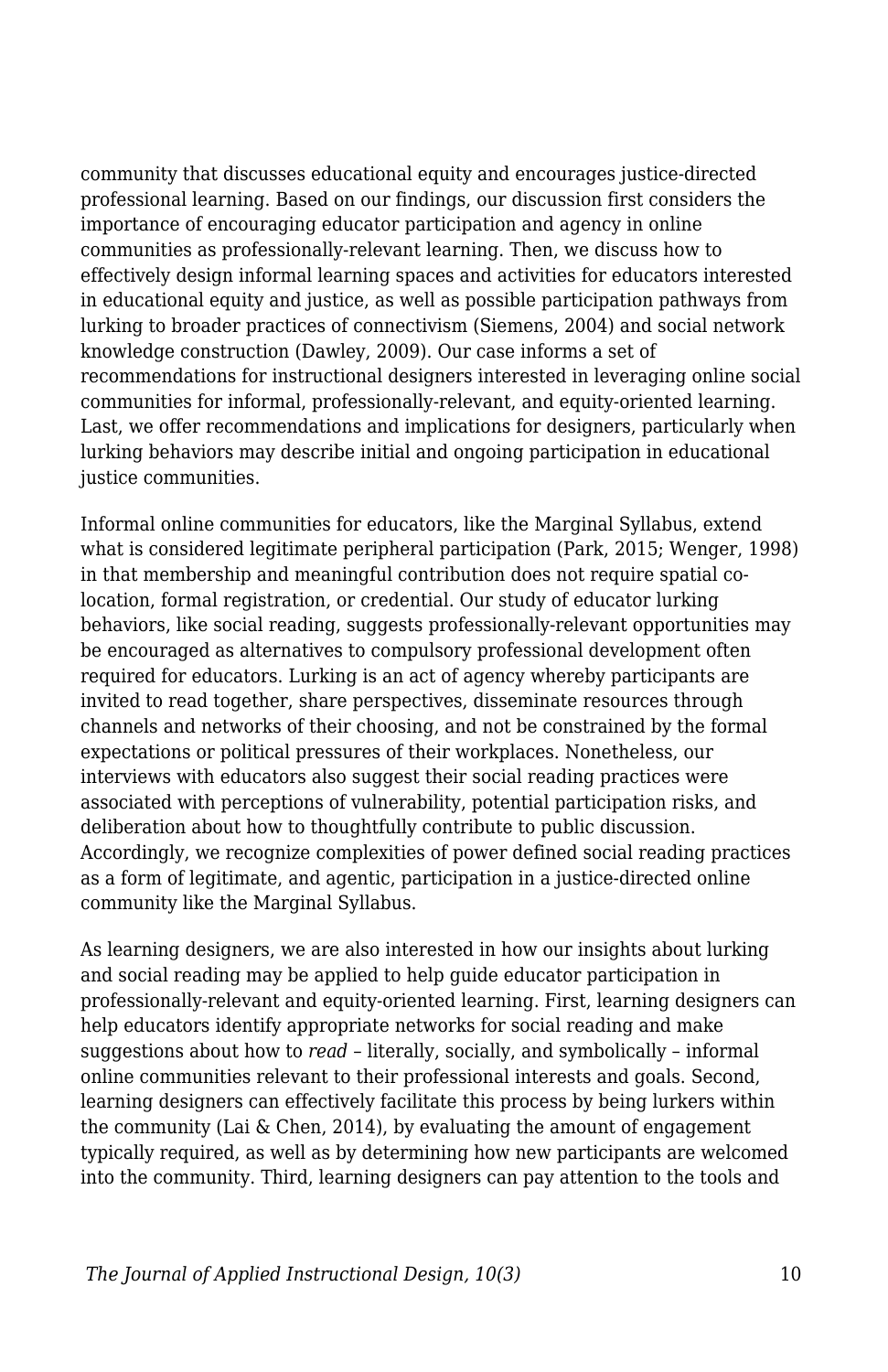community that discusses educational equity and encourages justice-directed professional learning. Based on our findings, our discussion first considers the importance of encouraging educator participation and agency in online communities as professionally-relevant learning. Then, we discuss how to effectively design informal learning spaces and activities for educators interested in educational equity and justice, as well as possible participation pathways from lurking to broader practices of connectivism (Siemens, 2004) and social network knowledge construction (Dawley, 2009). Our case informs a set of recommendations for instructional designers interested in leveraging online social communities for informal, professionally-relevant, and equity-oriented learning. Last, we offer recommendations and implications for designers, particularly when lurking behaviors may describe initial and ongoing participation in educational justice communities.

Informal online communities for educators, like the Marginal Syllabus, extend what is considered legitimate peripheral participation (Park, 2015; Wenger, 1998) in that membership and meaningful contribution does not require spatial co-location, formal registration, or credential. Our study of educator lurking behaviors, like social reading, suggests professionally-relevant opportunities may be encouraged as alternatives to compulsory professional development often required for educators. Lurking is an act of agency whereby participants are invited to read together, share perspectives, disseminate resources through channels and networks of their choosing, and not be constrained by the formal expectations or political pressures of their workplaces. Nonetheless, our interviews with educators also suggest their social reading practices were associated with perceptions of vulnerability, potential participation risks, and deliberation about how to thoughtfully contribute to public discussion. Accordingly, we recognize complexities of power defined social reading practices as a form of legitimate, and agentic, participation in a justice-directed online community like the Marginal Syllabus.

As learning designers, we are also interested in how our insights about lurking and social reading may be applied to help guide educator participation in professionally-relevant and equity-oriented learning. First, learning designers can help educators identify appropriate networks for social reading and make suggestions about how to *read* – literally, socially, and symbolically – informal online communities relevant to their professional interests and goals. Second, learning designers can effectively facilitate this process by being lurkers within the community (Lai & Chen, 2014), by evaluating the amount of engagement typically required, as well as by determining how new participants are welcomed into the community. Third, learning designers can pay attention to the tools and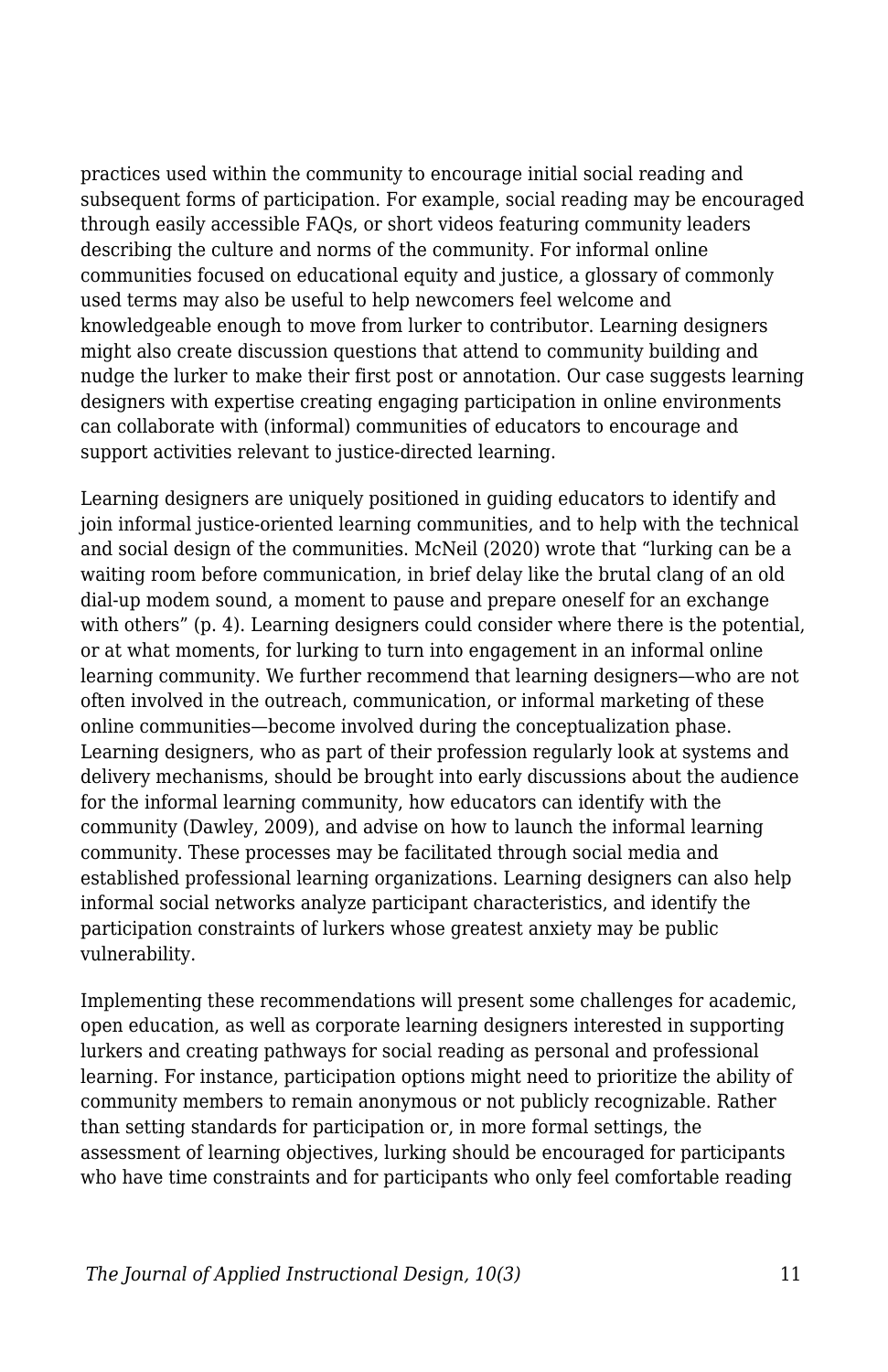practices used within the community to encourage initial social reading and subsequent forms of participation. For example, social reading may be encouraged through easily accessible FAQs, or short videos featuring community leaders describing the culture and norms of the community. For informal online communities focused on educational equity and justice, a glossary of commonly used terms may also be useful to help newcomers feel welcome and knowledgeable enough to move from lurker to contributor. Learning designers might also create discussion questions that attend to community building and nudge the lurker to make their first post or annotation. Our case suggests learning designers with expertise creating engaging participation in online environments can collaborate with (informal) communities of educators to encourage and support activities relevant to justice-directed learning.

Learning designers are uniquely positioned in guiding educators to identify and join informal justice-oriented learning communities, and to help with the technical and social design of the communities. McNeil (2020) wrote that "lurking can be a waiting room before communication, in brief delay like the brutal clang of an old dial-up modem sound, a moment to pause and prepare oneself for an exchange with others" (p. 4). Learning designers could consider where there is the potential, or at what moments, for lurking to turn into engagement in an informal online learning community. We further recommend that learning designers—who are not often involved in the outreach, communication, or informal marketing of these online communities—become involved during the conceptualization phase. Learning designers, who as part of their profession regularly look at systems and delivery mechanisms, should be brought into early discussions about the audience for the informal learning community, how educators can identify with the community (Dawley, 2009), and advise on how to launch the informal learning community. These processes may be facilitated through social media and established professional learning organizations. Learning designers can also help informal social networks analyze participant characteristics, and identify the participation constraints of lurkers whose greatest anxiety may be public vulnerability.

Implementing these recommendations will present some challenges for academic, open education, as well as corporate learning designers interested in supporting lurkers and creating pathways for social reading as personal and professional learning. For instance, participation options might need to prioritize the ability of community members to remain anonymous or not publicly recognizable. Rather than setting standards for participation or, in more formal settings, the assessment of learning objectives, lurking should be encouraged for participants who have time constraints and for participants who only feel comfortable reading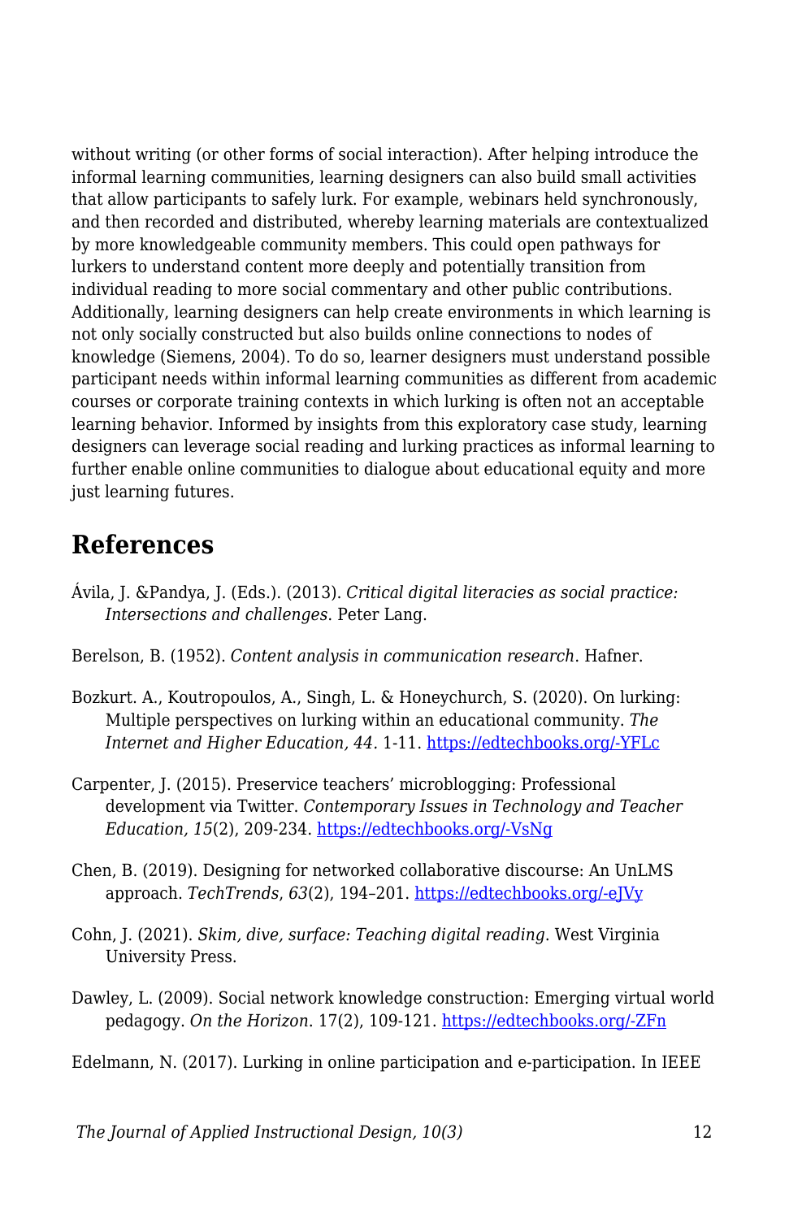without writing (or other forms of social interaction). After helping introduce the informal learning communities, learning designers can also build small activities that allow participants to safely lurk. For example, webinars held synchronously, and then recorded and distributed, whereby learning materials are contextualized by more knowledgeable community members. This could open pathways for lurkers to understand content more deeply and potentially transition from individual reading to more social commentary and other public contributions. Additionally, learning designers can help create environments in which learning is not only socially constructed but also builds online connections to nodes of knowledge (Siemens, 2004). To do so, learner designers must understand possible participant needs within informal learning communities as different from academic courses or corporate training contexts in which lurking is often not an acceptable learning behavior. Informed by insights from this exploratory case study, learning designers can leverage social reading and lurking practices as informal learning to further enable online communities to dialogue about educational equity and more just learning futures.

## References

Ávila, J. &Pandya, J. (Eds.). (2013). *Critical digital literacies as social practice: Intersections and challenges*. Peter Lang.

Berelson, B. (1952). *Content analysis in communication research*. Hafner.

Bozkurt. A., Koutropoulos, A., Singh, L. & Honeychurch, S. (2020). On lurking: Multiple perspectives on lurking within an educational community. *The Internet and Higher Education, 44*. 1-11. https://edtechbooks.org/-YFLc

Carpenter, J. (2015). Preservice teachers' microblogging: Professional development via Twitter. *Contemporary Issues in Technology and Teacher Education, 15*(2), 209-234. https://edtechbooks.org/-VsNg

Chen, B. (2019). Designing for networked collaborative discourse: An UnLMS approach. *TechTrends*, *63*(2), 194–201. https://edtechbooks.org/-eJVy

Cohn, J. (2021). *Skim, dive, surface: Teaching digital reading*. West Virginia University Press.

Dawley, L. (2009). Social network knowledge construction: Emerging virtual world pedagogy. *On the Horizon*. 17(2), 109-121. https://edtechbooks.org/-ZFn

Edelmann, N. (2017). Lurking in online participation and e-participation. In IEEE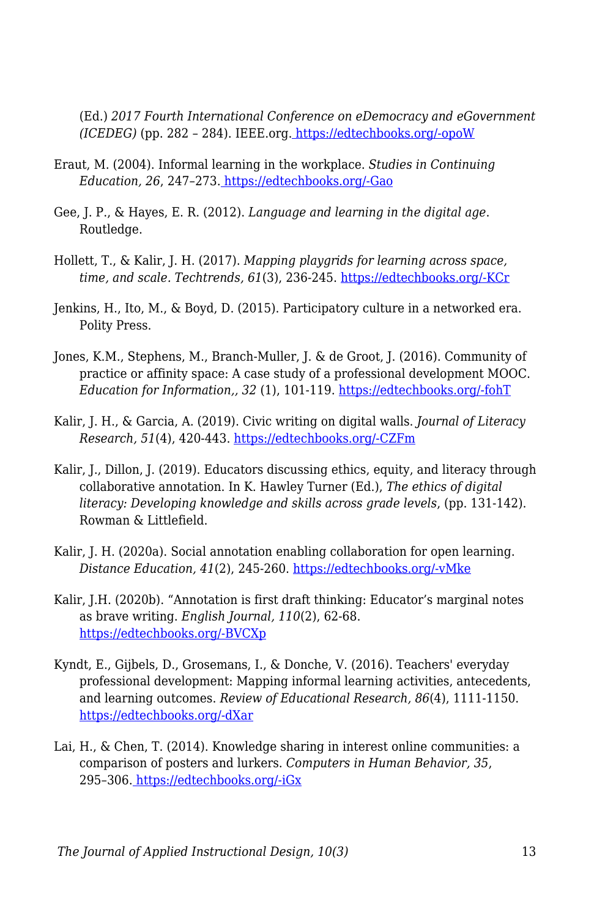(Ed.) *2017 Fourth International Conference on eDemocracy and eGovernment (ICEDEG)* (pp. 282 – 284). IEEE.org. https://edtechbooks.org/-opoW

Eraut, M. (2004). Informal learning in the workplace. *Studies in Continuing Education, 26*, 247–273. https://edtechbooks.org/-Gao

Gee, J. P., & Hayes, E. R. (2012). *Language and learning in the digital age*. Routledge.

Hollett, T., & Kalir, J. H. (2017). *Mapping playgrids for learning across space, time, and scale*. *Techtrends, 61*(3), 236-245. https://edtechbooks.org/-KCr

Jenkins, H., Ito, M., & Boyd, D. (2015). Participatory culture in a networked era. Polity Press.

Jones, K.M., Stephens, M., Branch-Muller, J. & de Groot, J. (2016). Community of practice or affinity space: A case study of a professional development MOOC. *Education for Information,, 32* (1), 101-119. https://edtechbooks.org/-fohT

Kalir, J. H., & Garcia, A. (2019). Civic writing on digital walls. *Journal of Literacy Research, 51*(4), 420-443. https://edtechbooks.org/-CZFm

Kalir, J., Dillon, J. (2019). Educators discussing ethics, equity, and literacy through collaborative annotation. In K. Hawley Turner (Ed.), *The ethics of digital literacy: Developing knowledge and skills across grade levels*, (pp. 131-142). Rowman & Littlefield.

Kalir, J. H. (2020a). Social annotation enabling collaboration for open learning. *Distance Education, 41*(2), 245-260. https://edtechbooks.org/-vMke

Kalir, J.H. (2020b). "Annotation is first draft thinking: Educator's marginal notes as brave writing. *English Journal, 110*(2), 62-68. https://edtechbooks.org/-BVCXp

Kyndt, E., Gijbels, D., Grosemans, I., & Donche, V. (2016). Teachers' everyday professional development: Mapping informal learning activities, antecedents, and learning outcomes. *Review of Educational Research, 86*(4), 1111-1150. https://edtechbooks.org/-dXar

Lai, H., & Chen, T. (2014). Knowledge sharing in interest online communities: a comparison of posters and lurkers. *Computers in Human Behavior, 35*, 295–306. https://edtechbooks.org/-iGx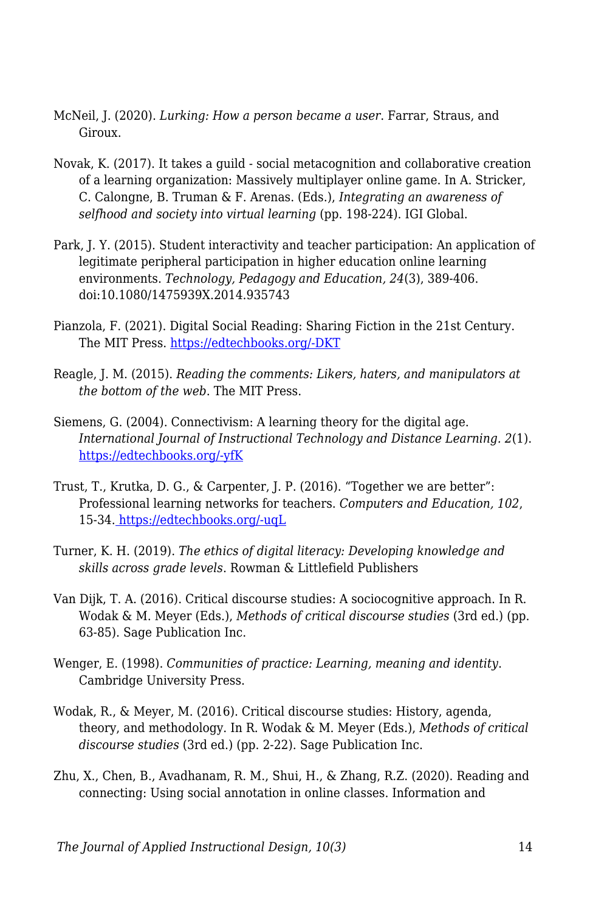McNeil, J. (2020). *Lurking: How a person became a user*. Farrar, Straus, and Giroux.

Novak, K. (2017). It takes a guild - social metacognition and collaborative creation of a learning organization: Massively multiplayer online game. In A. Stricker, C. Calongne, B. Truman & F. Arenas. (Eds.), *Integrating an awareness of selfhood and society into virtual learning* (pp. 198-224). IGI Global.

Park, J. Y. (2015). Student interactivity and teacher participation: An application of legitimate peripheral participation in higher education online learning environments. *Technology, Pedagogy and Education, 24*(3), 389-406. doi:10.1080/1475939X.2014.935743

Pianzola, F. (2021). Digital Social Reading: Sharing Fiction in the 21st Century. The MIT Press. [https://edtechbooks.org/-DKT](https://edtechbooks.org/-DKT)

Reagle, J. M. (2015). *Reading the comments: Likers, haters, and manipulators at the bottom of the web*. The MIT Press.

Siemens, G. (2004). Connectivism: A learning theory for the digital age. *International Journal of Instructional Technology and Distance Learning. 2*(1). [https://edtechbooks.org/-yfK](https://edtechbooks.org/-yfK)

Trust, T., Krutka, D. G., & Carpenter, J. P. (2016). "Together we are better": Professional learning networks for teachers. *Computers and Education, 102*, 15-34. [https://edtechbooks.org/-uqL](https://edtechbooks.org/-uqL)

Turner, K. H. (2019). *The ethics of digital literacy: Developing knowledge and skills across grade levels*. Rowman & Littlefield Publishers

Van Dijk, T. A. (2016). Critical discourse studies: A sociocognitive approach. In R. Wodak & M. Meyer (Eds.), *Methods of critical discourse studies* (3rd ed.) (pp. 63-85). Sage Publication Inc.

Wenger, E. (1998). *Communities of practice: Learning, meaning and identity*. Cambridge University Press.

Wodak, R., & Meyer, M. (2016). Critical discourse studies: History, agenda, theory, and methodology. In R. Wodak & M. Meyer (Eds.), *Methods of critical discourse studies* (3rd ed.) (pp. 2-22). Sage Publication Inc.

Zhu, X., Chen, B., Avadhanam, R. M., Shui, H., & Zhang, R.Z. (2020). Reading and connecting: Using social annotation in online classes. Information and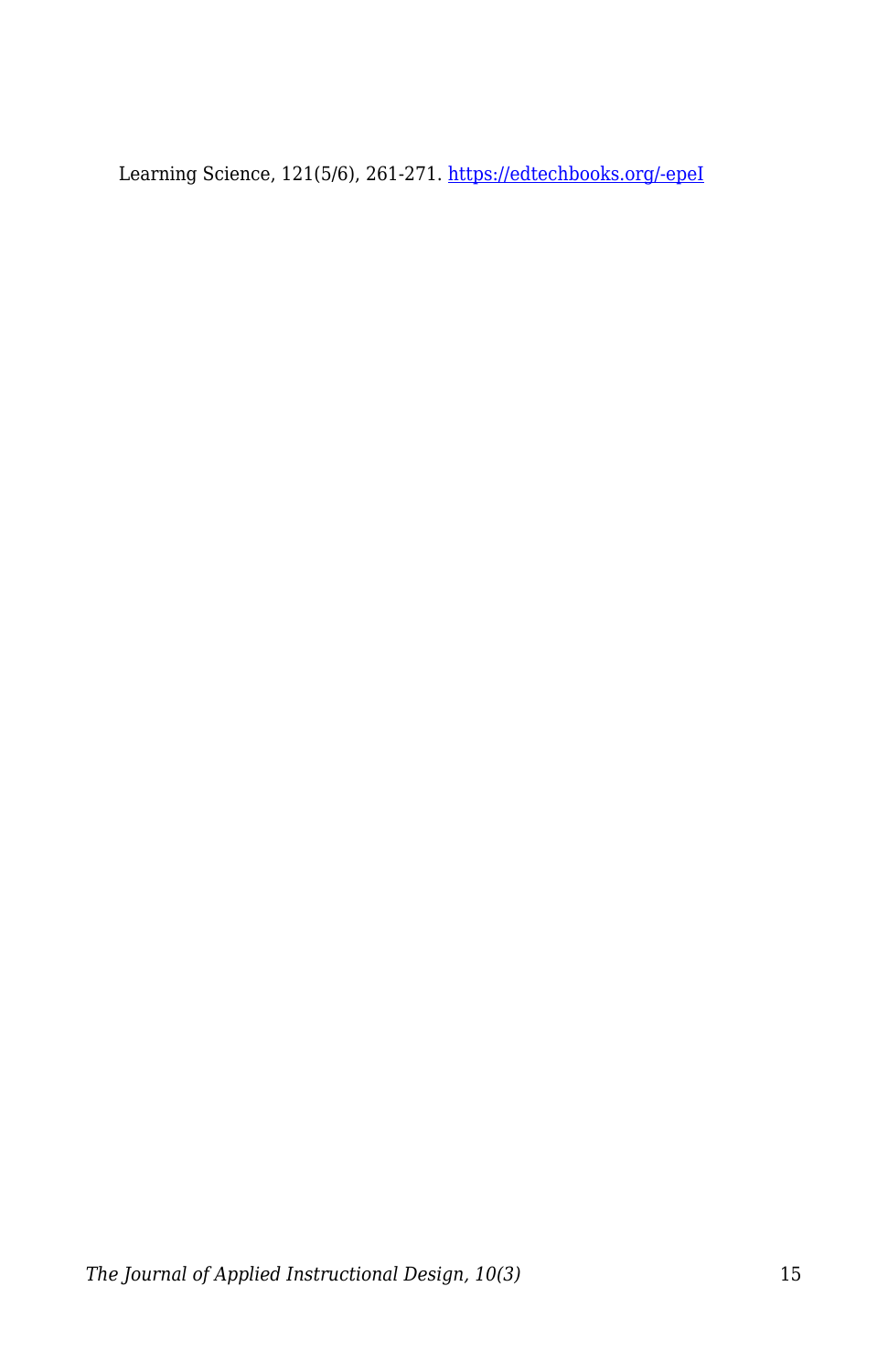Learning Science, 121(5/6), 261-271. [https://edtechbooks.org/-epeI](https://edtechbooks.org/-epeI)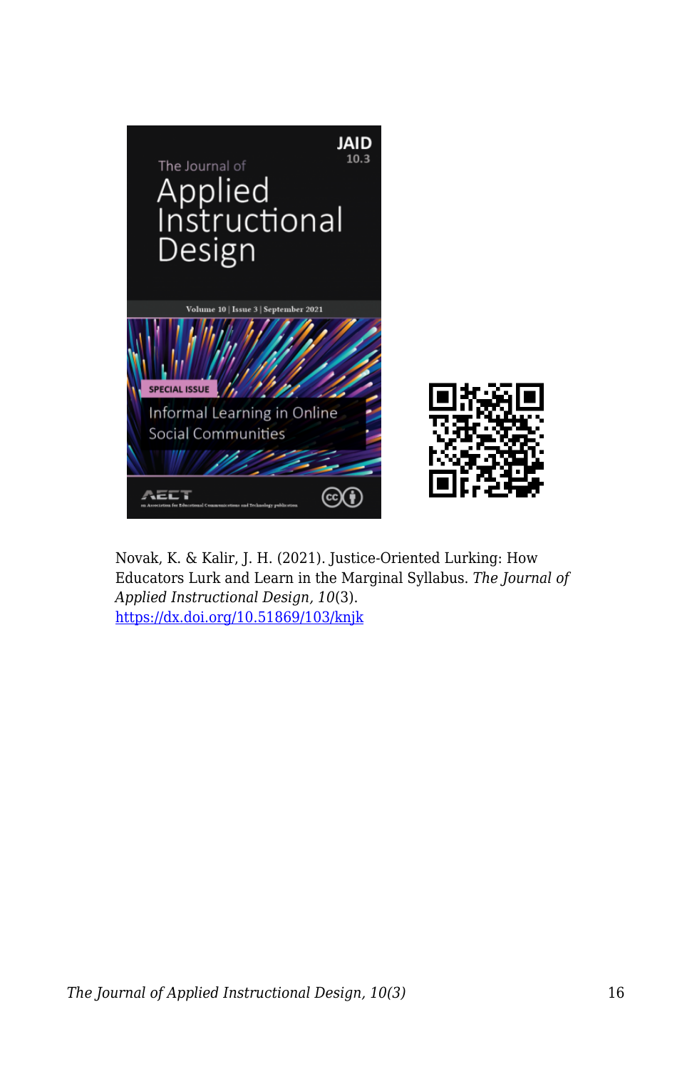Novak, K. & Kalir, J. H. (2021). Justice-Oriented Lurking: How Educators Lurk and Learn in the Marginal Syllabus. *The Journal of Applied Instructional Design, 10*(3). https://dx.doi.org/10.51869/103/knjk